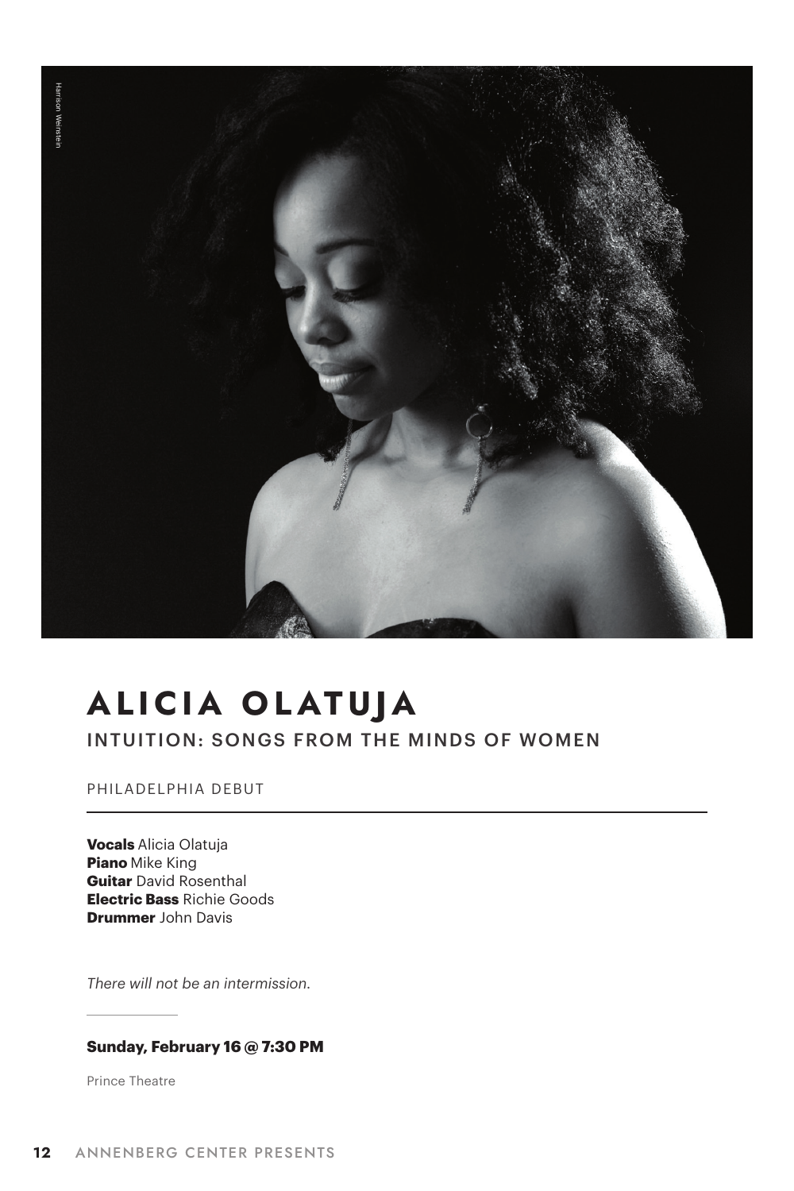Harrison Weinstein

# ALICIA OLATUJA

## INTUITION: SONGS FROM THE MINDS OF WOMEN

PHILADELPHIA DEBUT

**Vocals** Alicia Olatuja
**Piano** Mike King
**Guitar** David Rosenthal
**Electric Bass** Richie Goods
**Drummer** John Davis

*There will not be an intermission.*

**Sunday, February 16 @ 7:30 PM**

Prince Theatre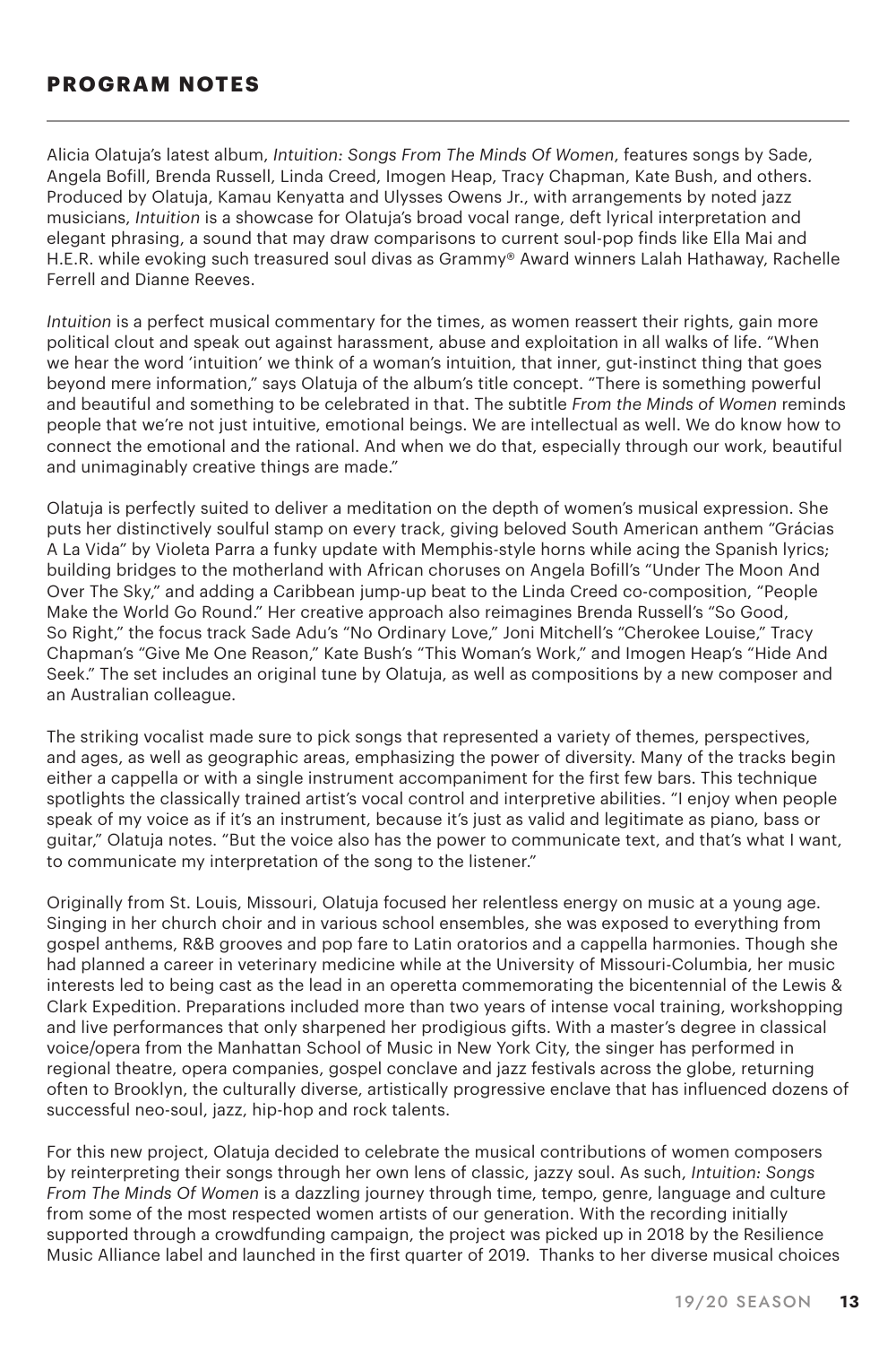## PROGRAM NOTES

Alicia Olatuja's latest album, *Intuition: Songs From The Minds Of Women*, features songs by Sade, Angela Bofill, Brenda Russell, Linda Creed, Imogen Heap, Tracy Chapman, Kate Bush, and others. Produced by Olatuja, Kamau Kenyatta and Ulysses Owens Jr., with arrangements by noted jazz musicians, *Intuition* is a showcase for Olatuja's broad vocal range, deft lyrical interpretation and elegant phrasing, a sound that may draw comparisons to current soul-pop finds like Ella Mai and H.E.R. while evoking such treasured soul divas as Grammy® Award winners Lalah Hathaway, Rachelle Ferrell and Dianne Reeves.

*Intuition* is a perfect musical commentary for the times, as women reassert their rights, gain more political clout and speak out against harassment, abuse and exploitation in all walks of life. "When we hear the word 'intuition' we think of a woman's intuition, that inner, gut-instinct thing that goes beyond mere information," says Olatuja of the album's title concept. "There is something powerful and beautiful and something to be celebrated in that. The subtitle *From the Minds of Women* reminds people that we're not just intuitive, emotional beings. We are intellectual as well. We do know how to connect the emotional and the rational. And when we do that, especially through our work, beautiful and unimaginably creative things are made."

Olatuja is perfectly suited to deliver a meditation on the depth of women's musical expression. She puts her distinctively soulful stamp on every track, giving beloved South American anthem "Grácias A La Vida" by Violeta Parra a funky update with Memphis-style horns while acing the Spanish lyrics; building bridges to the motherland with African choruses on Angela Bofill's "Under The Moon And Over The Sky," and adding a Caribbean jump-up beat to the Linda Creed co-composition, "People Make the World Go Round." Her creative approach also reimagines Brenda Russell's "So Good, So Right," the focus track Sade Adu's "No Ordinary Love," Joni Mitchell's "Cherokee Louise," Tracy Chapman's "Give Me One Reason," Kate Bush's "This Woman's Work," and Imogen Heap's "Hide And Seek." The set includes an original tune by Olatuja, as well as compositions by a new composer and an Australian colleague.

The striking vocalist made sure to pick songs that represented a variety of themes, perspectives, and ages, as well as geographic areas, emphasizing the power of diversity. Many of the tracks begin either a cappella or with a single instrument accompaniment for the first few bars. This technique spotlights the classically trained artist's vocal control and interpretive abilities. "I enjoy when people speak of my voice as if it's an instrument, because it's just as valid and legitimate as piano, bass or guitar," Olatuja notes. "But the voice also has the power to communicate text, and that's what I want, to communicate my interpretation of the song to the listener."

Originally from St. Louis, Missouri, Olatuja focused her relentless energy on music at a young age. Singing in her church choir and in various school ensembles, she was exposed to everything from gospel anthems, R&B grooves and pop fare to Latin oratorios and a cappella harmonies. Though she had planned a career in veterinary medicine while at the University of Missouri-Columbia, her music interests led to being cast as the lead in an operetta commemorating the bicentennial of the Lewis & Clark Expedition. Preparations included more than two years of intense vocal training, workshopping and live performances that only sharpened her prodigious gifts. With a master's degree in classical voice/opera from the Manhattan School of Music in New York City, the singer has performed in regional theatre, opera companies, gospel conclave and jazz festivals across the globe, returning often to Brooklyn, the culturally diverse, artistically progressive enclave that has influenced dozens of successful neo-soul, jazz, hip-hop and rock talents.

For this new project, Olatuja decided to celebrate the musical contributions of women composers by reinterpreting their songs through her own lens of classic, jazzy soul. As such, *Intuition: Songs From The Minds Of Women* is a dazzling journey through time, tempo, genre, language and culture from some of the most respected women artists of our generation. With the recording initially supported through a crowdfunding campaign, the project was picked up in 2018 by the Resilience Music Alliance label and launched in the first quarter of 2019. Thanks to her diverse musical choices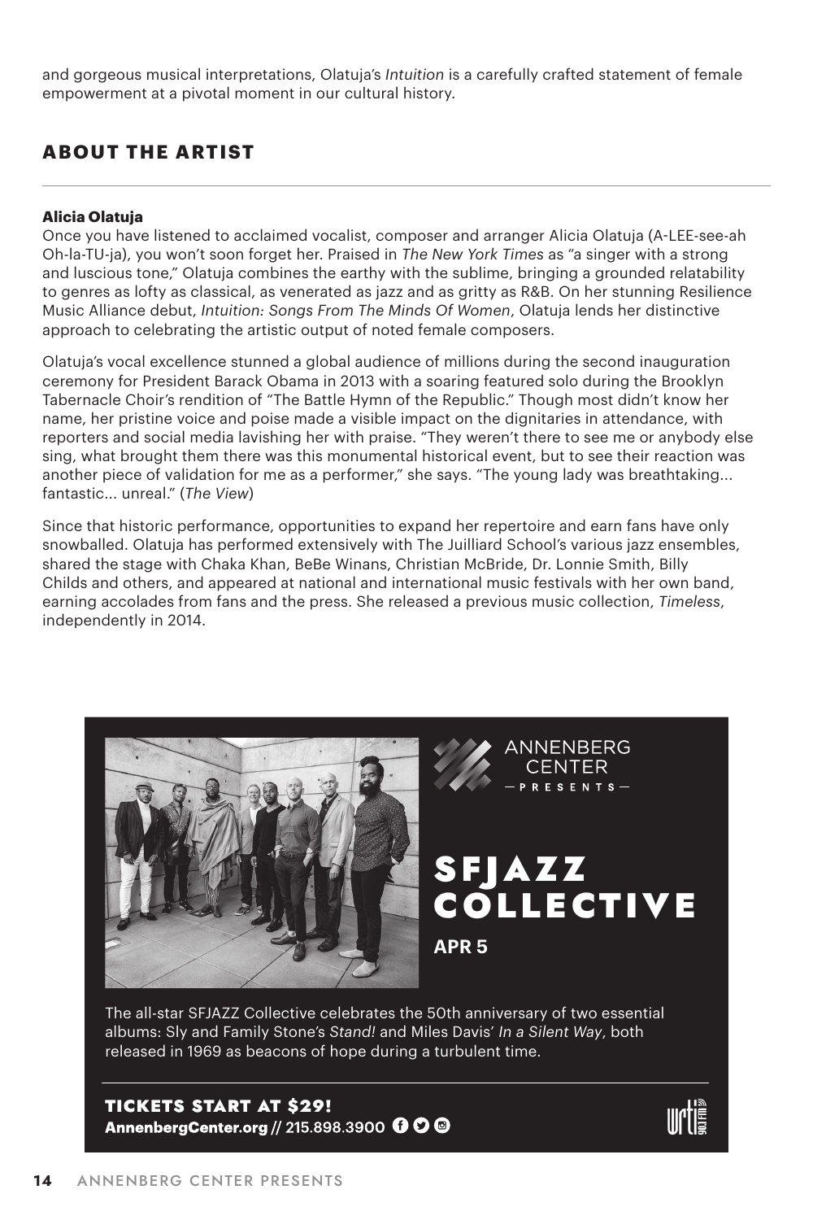and gorgeous musical interpretations, Olatuja's *Intuition* is a carefully crafted statement of female empowerment at a pivotal moment in our cultural history.

## ABOUT THE ARTIST

**Alicia Olatuja**

Once you have listened to acclaimed vocalist, composer and arranger Alicia Olatuja (A-LEE-see-ah Oh-la-TU-ja), you won't soon forget her. Praised in *The New York Times* as "a singer with a strong and luscious tone," Olatuja combines the earthy with the sublime, bringing a grounded relatability to genres as lofty as classical, as venerated as jazz and as gritty as R&B. On her stunning Resilience Music Alliance debut, *Intuition: Songs From The Minds Of Women*, Olatuja lends her distinctive approach to celebrating the artistic output of noted female composers.

Olatuja's vocal excellence stunned a global audience of millions during the second inauguration ceremony for President Barack Obama in 2013 with a soaring featured solo during the Brooklyn Tabernacle Choir's rendition of "The Battle Hymn of the Republic." Though most didn't know her name, her pristine voice and poise made a visible impact on the dignitaries in attendance, with reporters and social media lavishing her with praise. "They weren't there to see me or anybody else sing, what brought them there was this monumental historical event, but to see their reaction was another piece of validation for me as a performer," she says. "The young lady was breathtaking... fantastic... unreal." (*The View*)

Since that historic performance, opportunities to expand her repertoire and earn fans have only snowballed. Olatuja has performed extensively with The Juilliard School's various jazz ensembles, shared the stage with Chaka Khan, BeBe Winans, Christian McBride, Dr. Lonnie Smith, Billy Childs and others, and appeared at national and international music festivals with her own band, earning accolades from fans and the press. She released a previous music collection, *Timeless*, independently in 2014.

ANNENBERG CENTER
— PRESENTS —

# SFJAZZ COLLECTIVE

**APR 5**

The all-star SFJAZZ Collective celebrates the 50th anniversary of two essential albums: Sly and Family Stone's *Stand!* and Miles Davis' *In a Silent Way*, both released in 1969 as beacons of hope during a turbulent time.

**TICKETS START AT $29!**
**AnnenbergCenter.org** // 215.898.3900